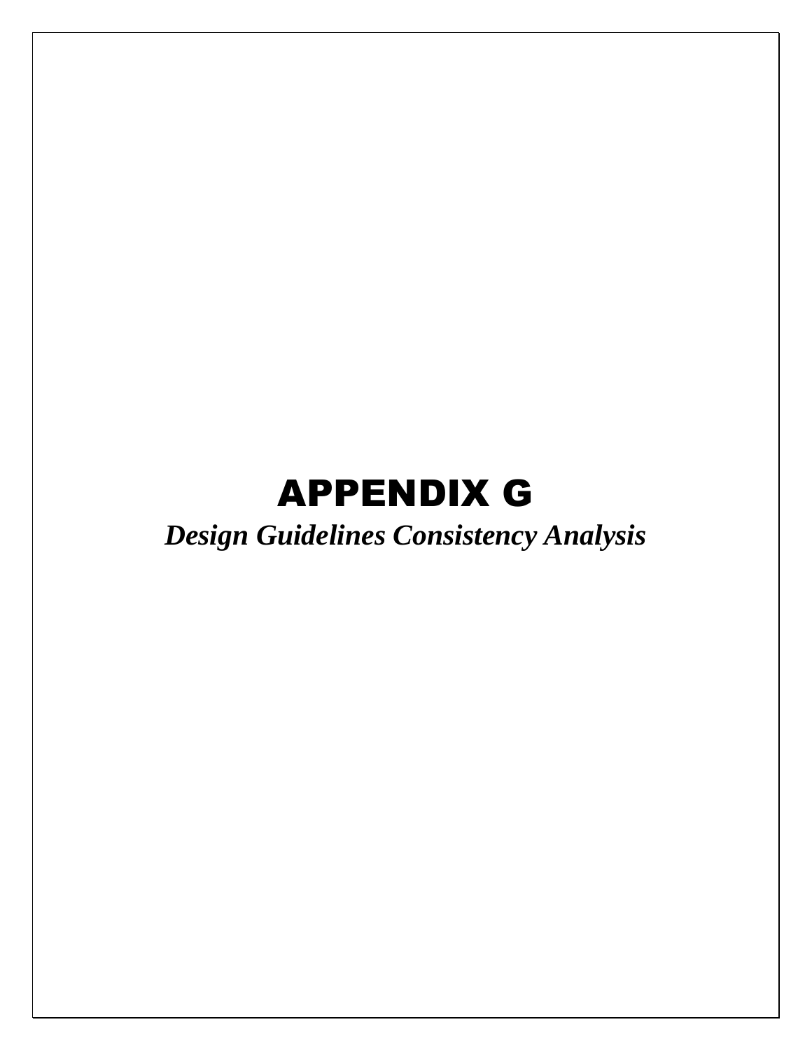# APPENDIX G

***Design Guidelines Consistency Analysis***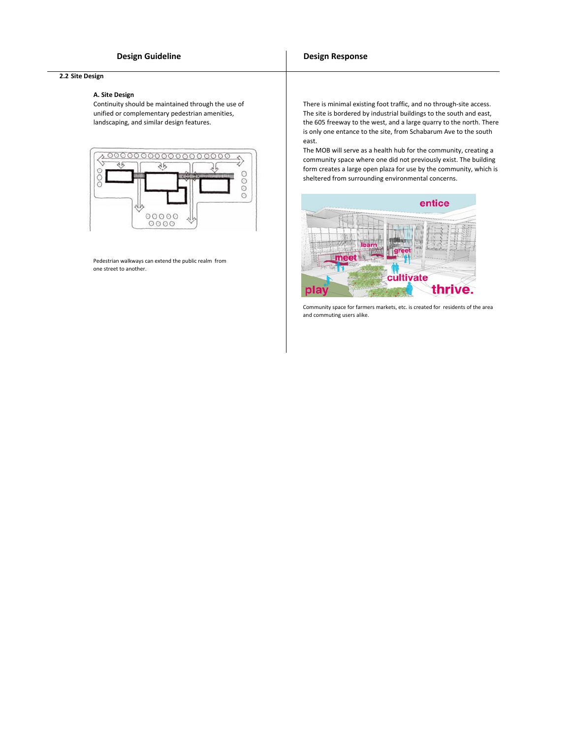| Design Guideline | Design Response |
|---|---|
| **2.2 Site Design** | |
| **A. Site Design**<br>Continuity should be maintained through the use of unified or complementary pedestrian amenities, landscaping, and similar design features.<br><br>Pedestrian walkways can extend the public realm from one street to another. | There is minimal existing foot traffic, and no through-site access. The site is bordered by industrial buildings to the south and east, the 605 freeway to the west, and a large quarry to the north. There is only one entance to the site, from Schabarum Ave to the south east.<br>The MOB will serve as a health hub for the community, creating a community space where one did not previously exist. The building form creates a large open plaza for use by the community, which is sheltered from surrounding environmental concerns.<br><br>Community space for farmers markets, etc. is created for residents of the area and commuting users alike. |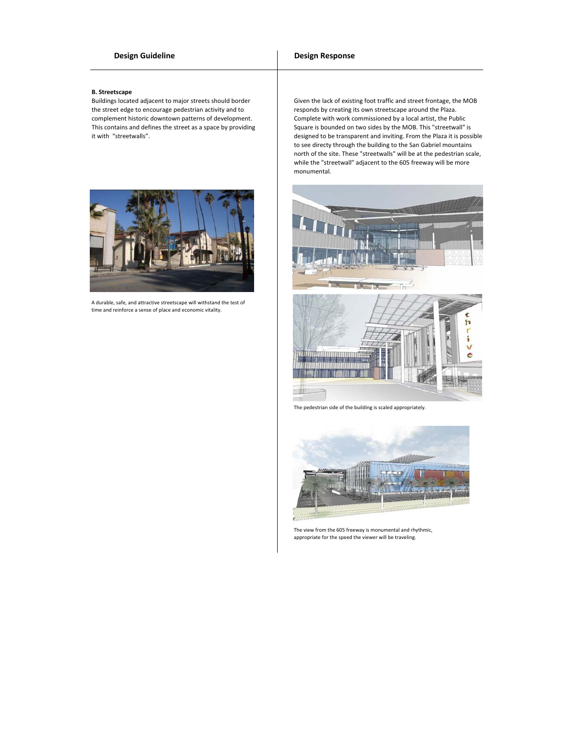| Design Guideline | Design Response |
| --- | --- |

**B. Streetscape**

Buildings located adjacent to major streets should border the street edge to encourage pedestrian activity and to complement historic downtown patterns of development. This contains and defines the street as a space by providing it with "streetwalls".

A durable, safe, and attractive streetscape will withstand the test of time and reinforce a sense of place and economic vitality.

Given the lack of existing foot traffic and street frontage, the MOB responds by creating its own streetscape around the Plaza. Complete with work commissioned by a local artist, the Public Square is bounded on two sides by the MOB. This "streetwall" is designed to be transparent and inviting. From the Plaza it is possible to see directy through the building to the San Gabriel mountains north of the site. These "streetwalls" will be at the pedestrian scale, while the "streetwall" adjacent to the 605 freeway will be more monumental.

The pedestrian side of the building is scaled appropriately.

The view from the 605 freeway is monumental and rhythmic, appropriate for the speed the viewer will be traveling.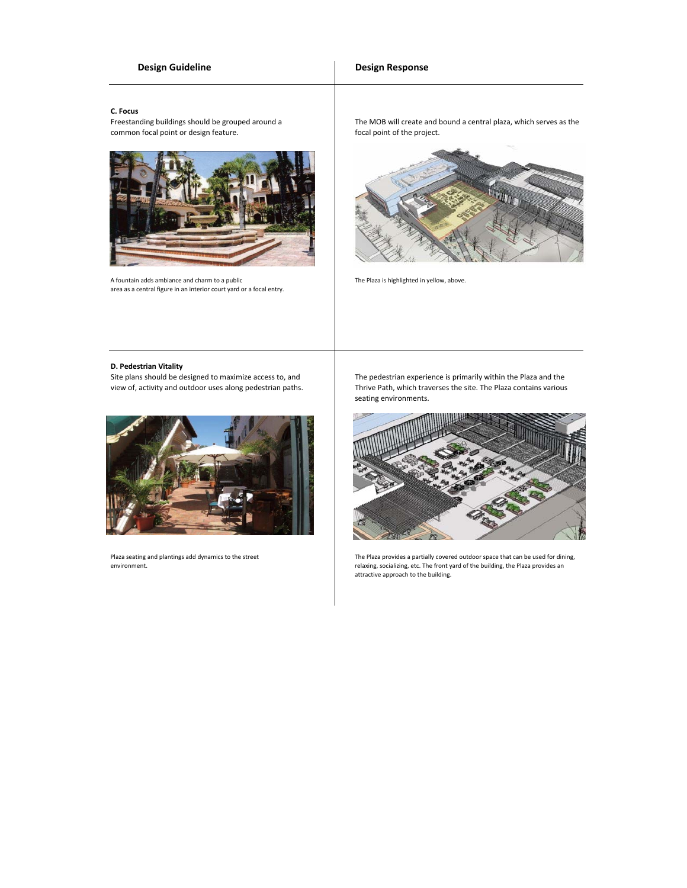| Design Guideline | Design Response |
|---|---|
| **C. Focus**<br>Freestanding buildings should be grouped around a common focal point or design feature.<br><br>A fountain adds ambiance and charm to a public area as a central figure in an interior court yard or a focal entry. | The MOB will create and bound a central plaza, which serves as the focal point of the project.<br><br>The Plaza is highlighted in yellow, above. |
| **D. Pedestrian Vitality**<br>Site plans should be designed to maximize access to, and view of, activity and outdoor uses along pedestrian paths.<br><br>Plaza seating and plantings add dynamics to the street environment. | The pedestrian experience is primarily within the Plaza and the Thrive Path, which traverses the site. The Plaza contains various seating environments.<br><br>The Plaza provides a partially covered outdoor space that can be used for dining, relaxing, socializing, etc. The front yard of the building, the Plaza provides an attractive approach to the building. |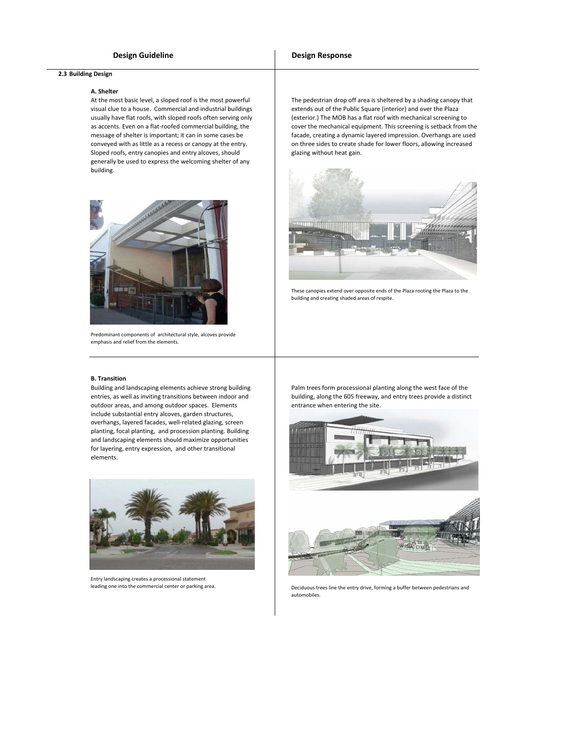| Design Guideline | Design Response |
|---|---|

**2.3 Building Design**

**A. Shelter**

At the most basic level, a sloped roof is the most powerful visual clue to a house. Commercial and industrial buildings usually have flat roofs, with sloped roofs often serving only as accents. Even on a flat-roofed commercial building, the message of shelter is important; it can in some cases be conveyed with as little as a recess or canopy at the entry. Sloped roofs, entry canopies and entry alcoves, should generally be used to express the welcoming shelter of any building.

Predominant components of architectural style, alcoves provide emphasis and relief from the elements.

*Design Response:*

The pedestrian drop off area is sheltered by a shading canopy that extends out of the Public Square (interior) and over the Plaza (exterior.) The MOB has a flat roof with mechanical screening to cover the mechanical equipment. This screening is setback from the facade, creating a dynamic layered impression. Overhangs are used on three sides to create shade for lower floors, allowing increased glazing without heat gain.

These canopies extend over opposite ends of the Plaza rooting the Plaza to the building and creating shaded areas of respite.

**B. Transition**

Building and landscaping elements achieve strong building entries, as well as inviting transitions between indoor and outdoor areas, and among outdoor spaces. Elements include substantial entry alcoves, garden structures, overhangs, layered facades, well-related glazing, screen planting, focal planting, and procession planting. Building and landscaping elements should maximize opportunities for layering, entry expression, and other transitional elements.

Entry landscaping creates a processional statement leading one into the commercial center or parking area.

*Design Response:*

Palm trees form processional planting along the west face of the building, along the 605 freeway, and entry trees provide a distinct entrance when entering the site.

Deciduous trees line the entry drive, forming a buffer between pedestrians and automobiles.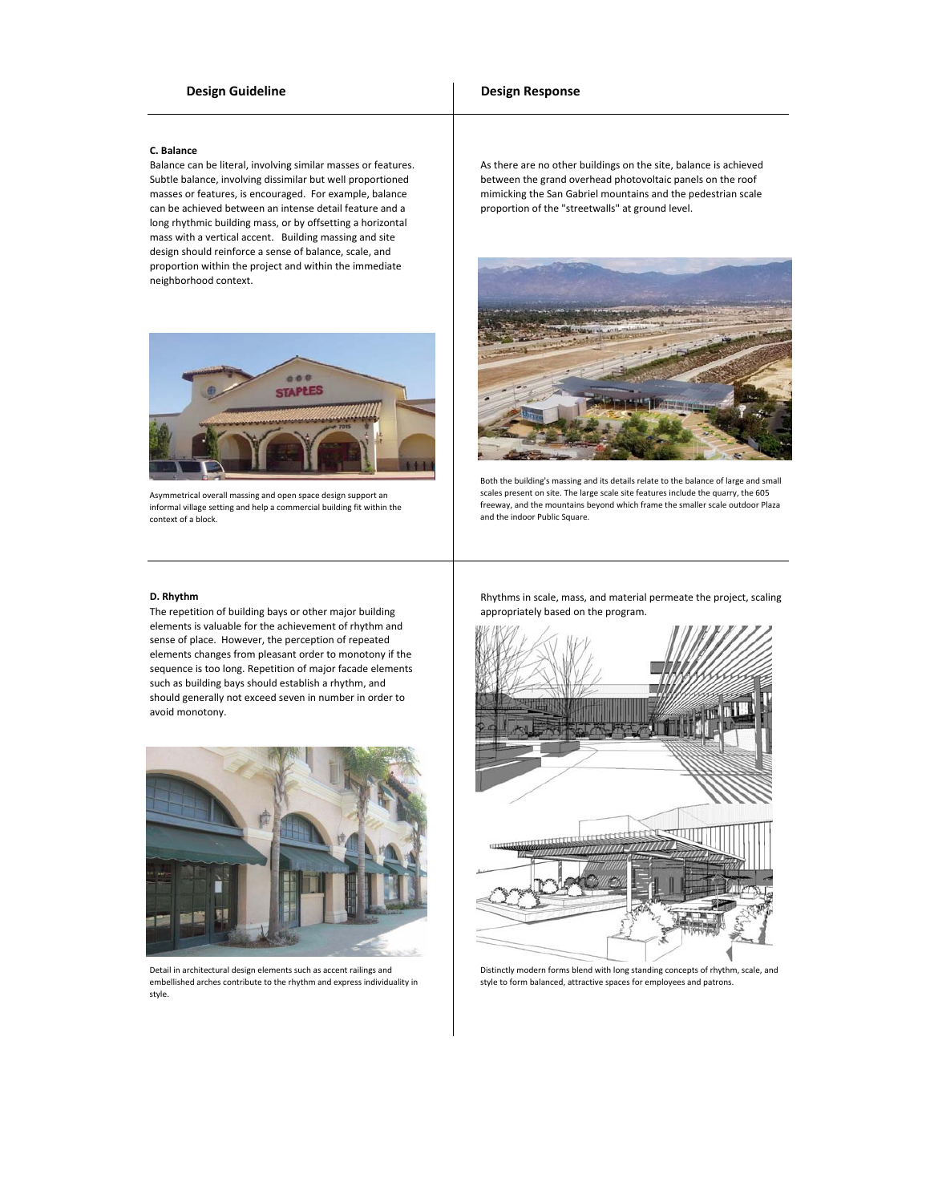| Design Guideline | Design Response |
|---|---|
| **C. Balance**<br>Balance can be literal, involving similar masses or features. Subtle balance, involving dissimilar but well proportioned masses or features, is encouraged. For example, balance can be achieved between an intense detail feature and a long rhythmic building mass, or by offsetting a horizontal mass with a vertical accent. Building massing and site design should reinforce a sense of balance, scale, and proportion within the project and within the immediate neighborhood context.<br><br>Asymmetrical overall massing and open space design support an informal village setting and help a commercial building fit within the context of a block. | As there are no other buildings on the site, balance is achieved between the grand overhead photovoltaic panels on the roof mimicking the San Gabriel mountains and the pedestrian scale proportion of the "streetwalls" at ground level.<br><br>Both the building's massing and its details relate to the balance of large and small scales present on site. The large scale site features include the quarry, the 605 freeway, and the mountains beyond which frame the smaller scale outdoor Plaza and the indoor Public Square. |
| **D. Rhythm**<br>The repetition of building bays or other major building elements is valuable for the achievement of rhythm and sense of place. However, the perception of repeated elements changes from pleasant order to monotony if the sequence is too long. Repetition of major facade elements such as building bays should establish a rhythm, and should generally not exceed seven in number in order to avoid monotony.<br><br>Detail in architectural design elements such as accent railings and embellished arches contribute to the rhythm and express individuality in style. | Rhythms in scale, mass, and material permeate the project, scaling appropriately based on the program.<br><br>Distinctly modern forms blend with long standing concepts of rhythm, scale, and style to form balanced, attractive spaces for employees and patrons. |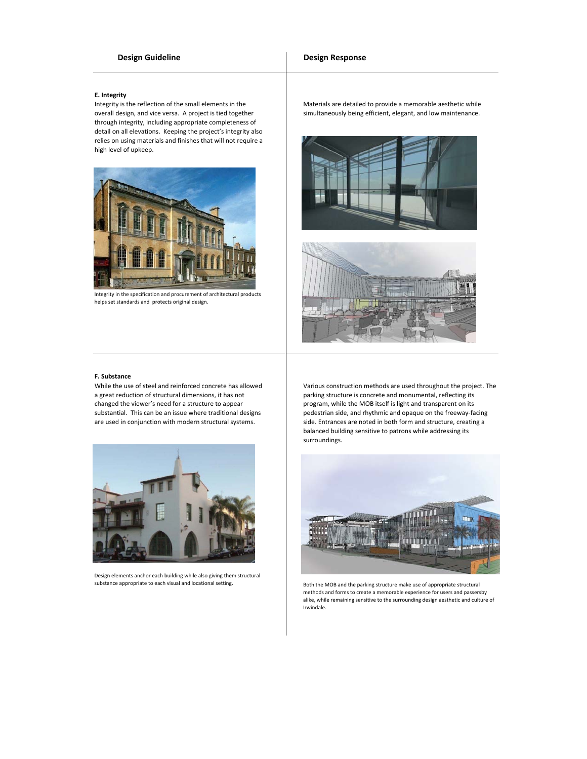| Design Guideline | Design Response |
| --- | --- |
| **E. Integrity**<br>Integrity is the reflection of the small elements in the overall design, and vice versa. A project is tied together through integrity, including appropriate completeness of detail on all elevations. Keeping the project's integrity also relies on using materials and finishes that will not require a high level of upkeep.<br><br>Integrity in the specification and procurement of architectural products helps set standards and protects original design. | Materials are detailed to provide a memorable aesthetic while simultaneously being efficient, elegant, and low maintenance. |
| **F. Substance**<br>While the use of steel and reinforced concrete has allowed a great reduction of structural dimensions, it has not changed the viewer's need for a structure to appear substantial. This can be an issue where traditional designs are used in conjunction with modern structural systems.<br><br>Design elements anchor each building while also giving them structural substance appropriate to each visual and locational setting. | Various construction methods are used throughout the project. The parking structure is concrete and monumental, reflecting its program, while the MOB itself is light and transparent on its pedestrian side, and rhythmic and opaque on the freeway-facing side. Entrances are noted in both form and structure, creating a balanced building sensitive to patrons while addressing its surroundings.<br><br>Both the MOB and the parking structure make use of appropriate structural methods and forms to create a memorable experience for users and passersby alike, while remaining sensitive to the surrounding design aesthetic and culture of Irwindale. |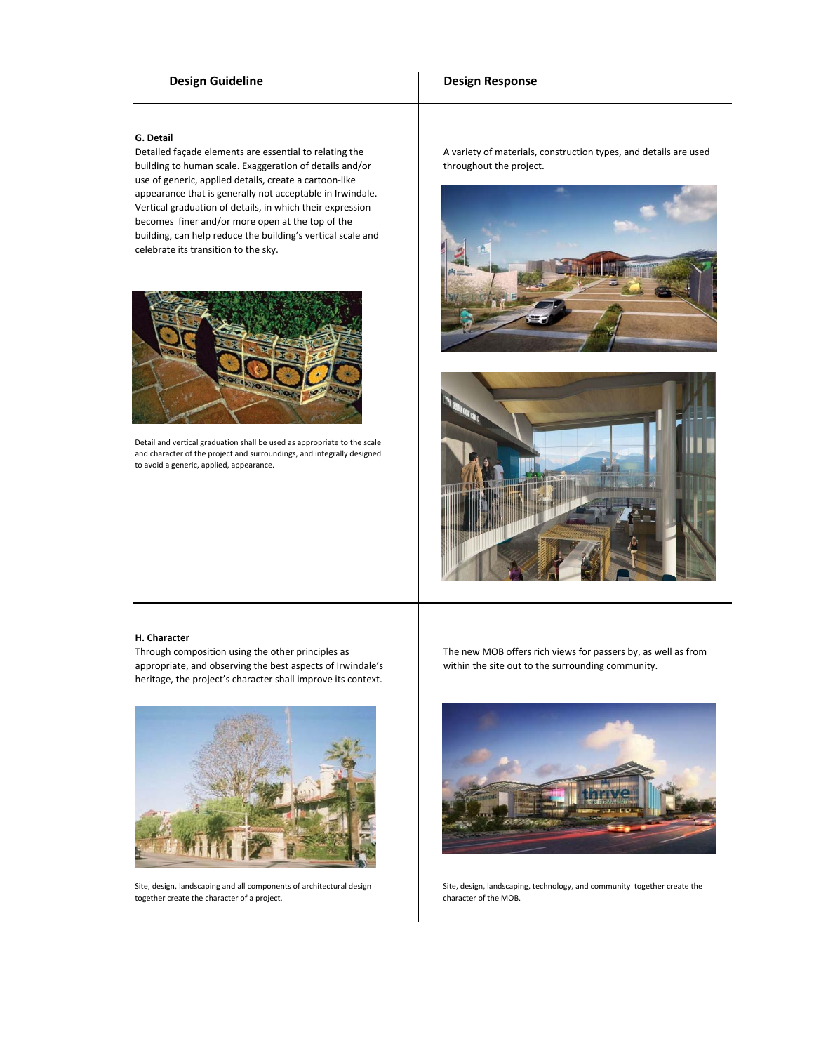| Design Guideline | Design Response |
| --- | --- |
| **G. Detail**<br>Detailed façade elements are essential to relating the building to human scale. Exaggeration of details and/or use of generic, applied details, create a cartoon-like appearance that is generally not acceptable in Irwindale. Vertical graduation of details, in which their expression becomes finer and/or more open at the top of the building, can help reduce the building's vertical scale and celebrate its transition to the sky.<br><br>Detail and vertical graduation shall be used as appropriate to the scale and character of the project and surroundings, and integrally designed to avoid a generic, applied, appearance. | A variety of materials, construction types, and details are used throughout the project. |
| **H. Character**<br>Through composition using the other principles as appropriate, and observing the best aspects of Irwindale's heritage, the project's character shall improve its context.<br><br>Site, design, landscaping and all components of architectural design together create the character of a project. | The new MOB offers rich views for passers by, as well as from within the site out to the surrounding community.<br><br>Site, design, landscaping, technology, and community together create the character of the MOB. |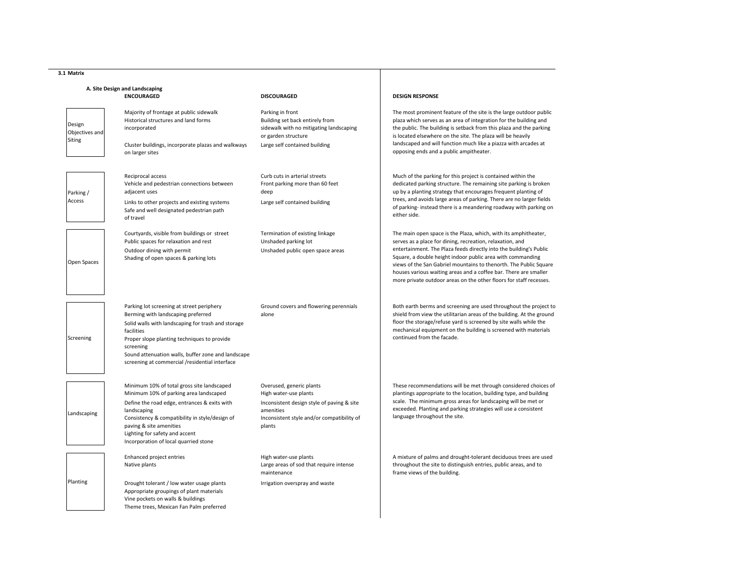**3.1 Matrix**

### A. Site Design and Landscaping

| | ENCOURAGED | DISCOURAGED | DESIGN RESPONSE |
|---|---|---|---|
| Design Objectives and Siting | Majority of frontage at public sidewalk<br>Historical structures and land forms incorporated<br>Cluster buildings, incorporate plazas and walkways on larger sites | Parking in front<br>Building set back entirely from sidewalk with no mitigating landscaping or garden structure<br>Large self contained building | The most prominent feature of the site is the large outdoor public plaza which serves as an area of integration for the building and the public. The building is setback from this plaza and the parking is located elsewhere on the site. The plaza will be heavily landscaped and will function much like a piazza with arcades at opposing ends and a public ampitheater. |
| Parking / Access | Reciprocal access<br>Vehicle and pedestrian connections between adjacent uses<br>Links to other projects and existing systems<br>Safe and well designated pedestrian path of travel | Curb cuts in arterial streets<br>Front parking more than 60 feet deep<br>Large self contained building | Much of the parking for this project is contained within the dedicated parking structure. The remaining site parking is broken up by a planting strategy that encourages frequent planting of trees, and avoids large areas of parking. There are no larger fields of parking- instead there is a meandering roadway with parking on either side. |
| Open Spaces | Courtyards, visible from buildings or street<br>Public spaces for relaxation and rest<br>Outdoor dining with permit<br>Shading of open spaces & parking lots | Termination of existing linkage<br>Unshaded parking lot<br>Unshaded public open space areas | The main open space is the Plaza, which, with its amphitheater, serves as a place for dining, recreation, relaxation, and entertainment. The Plaza feeds directly into the building's Public Square, a double height indoor public area with commanding views of the San Gabriel mountains to thenorth. The Public Square houses various waiting areas and a coffee bar. There are smaller more private outdoor areas on the other floors for staff recesses. |
| Screening | Parking lot screening at street periphery<br>Berming with landscaping preferred<br>Solid walls with landscaping for trash and storage facilities<br>Proper slope planting techniques to provide screening<br>Sound attenuation walls, buffer zone and landscape screening at commercial /residential interface | Ground covers and flowering perennials alone | Both earth berms and screening are used throughout the project to shield from view the utilitarian areas of the building. At the ground floor the storage/refuse yard is screened by site walls while the mechanical equipment on the building is screened with materials continued from the facade. |
| Landscaping | Minimum 10% of total gross site landscaped<br>Minimum 10% of parking area landscaped<br>Define the road edge, entrances & exits with landscaping<br>Consistency & compatibility in style/design of paving & site amenities<br>Lighting for safety and accent<br>Incorporation of local quarried stone | Overused, generic plants<br>High water-use plants<br>Inconsistent design style of paving & site amenities<br>Inconsistent style and/or compatibility of plants | These recommendations will be met through considered choices of plantings appropriate to the location, building type, and building scale. The minimum gross areas for landscaping will be met or exceeded. Planting and parking strategies will use a consistent language throughout the site. |
| Planting | Enhanced project entries<br>Native plants<br>Drought tolerant / low water usage plants<br>Appropriate groupings of plant materials<br>Vine pockets on walls & buildings<br>Theme trees, Mexican Fan Palm preferred | High water-use plants<br>Large areas of sod that require intense maintenance<br>Irrigation overspray and waste | A mixture of palms and drought-tolerant deciduous trees are used throughout the site to distinguish entries, public areas, and to frame views of the building. |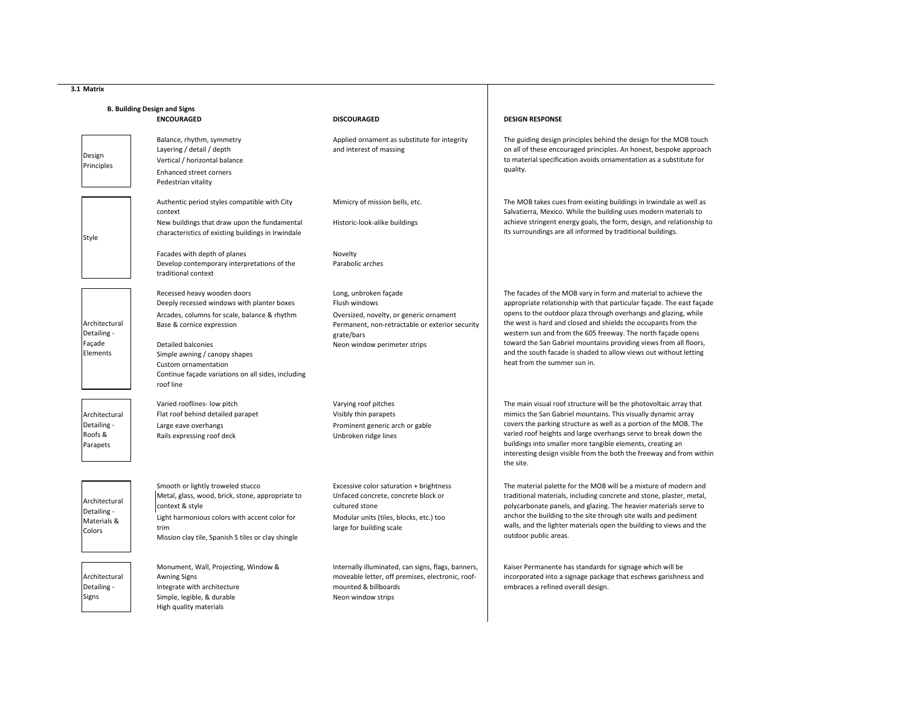**3.1 Matrix**

**B. Building Design and Signs**

| | ENCOURAGED | DISCOURAGED | DESIGN RESPONSE |
|---|---|---|---|
| Design Principles | Balance, rhythm, symmetry<br>Layering / detail / depth<br>Vertical / horizontal balance<br>Enhanced street corners<br>Pedestrian vitality | Applied ornament as substitute for integrity and interest of massing | The guiding design principles behind the design for the MOB touch on all of these encouraged principles. An honest, bespoke approach to material specification avoids ornamentation as a substitute for quality. |
| Style | Authentic period styles compatible with City context<br>New buildings that draw upon the fundamental characteristics of existing buildings in Irwindale<br>Facades with depth of planes<br>Develop contemporary interpretations of the traditional context | Mimicry of mission bells, etc.<br>Historic-look-alike buildings<br>Novelty<br>Parabolic arches | The MOB takes cues from existing buildings in Irwindale as well as Salvatierra, Mexico. While the building uses modern materials to achieve stringent energy goals, the form, design, and relationship to its surroundings are all informed by traditional buildings. |
| Architectural Detailing - Façade Elements | Recessed heavy wooden doors<br>Deeply recessed windows with planter boxes<br>Arcades, columns for scale, balance & rhythm<br>Base & cornice expression<br>Detailed balconies<br>Simple awning / canopy shapes<br>Custom ornamentation<br>Continue façade variations on all sides, including roof line | Long, unbroken façade<br>Flush windows<br>Oversized, novelty, or generic ornament<br>Permanent, non-retractable or exterior security grate/bars<br>Neon window perimeter strips | The facades of the MOB vary in form and material to achieve the appropriate relationship with that particular façade. The east façade opens to the outdoor plaza through overhangs and glazing, while the west is hard and closed and shields the occupants from the western sun and from the 605 freeway. The north façade opens toward the San Gabriel mountains providing views from all floors, and the south facade is shaded to allow views out without letting heat from the summer sun in. |
| Architectural Detailing - Roofs & Parapets | Varied rooflines- low pitch<br>Flat roof behind detailed parapet<br>Large eave overhangs<br>Rails expressing roof deck | Varying roof pitches<br>Visibly thin parapets<br>Prominent generic arch or gable<br>Unbroken ridge lines | The main visual roof structure will be the photovoltaic array that mimics the San Gabriel mountains. This visually dynamic array covers the parking structure as well as a portion of the MOB. The varied roof heights and large overhangs serve to break down the buildings into smaller more tangible elements, creating an interesting design visible from the both the freeway and from within the site. |
| Architectural Detailing - Materials & Colors | Smooth or lightly troweled stucco<br>Metal, glass, wood, brick, stone, appropriate to context & style<br>Light harmonious colors with accent color for trim<br>Mission clay tile, Spanish S tiles or clay shingle | Excessive color saturation + brightness<br>Unfaced concrete, concrete block or cultured stone<br>Modular units (tiles, blocks, etc.) too large for building scale | The material palette for the MOB will be a mixture of modern and traditional materials, including concrete and stone, plaster, metal, polycarbonate panels, and glazing. The heavier materials serve to anchor the building to the site through site walls and pediment walls, and the lighter materials open the building to views and the outdoor public areas. |
| Architectural Detailing - Signs | Monument, Wall, Projecting, Window & Awning Signs<br>Integrate with architecture<br>Simple, legible, & durable<br>High quality materials | Internally illuminated, can signs, flags, banners, moveable letter, off premises, electronic, roof-mounted & billboards<br>Neon window strips | Kaiser Permanente has standards for signage which will be incorporated into a signage package that eschews garishness and embraces a refined overall design. |